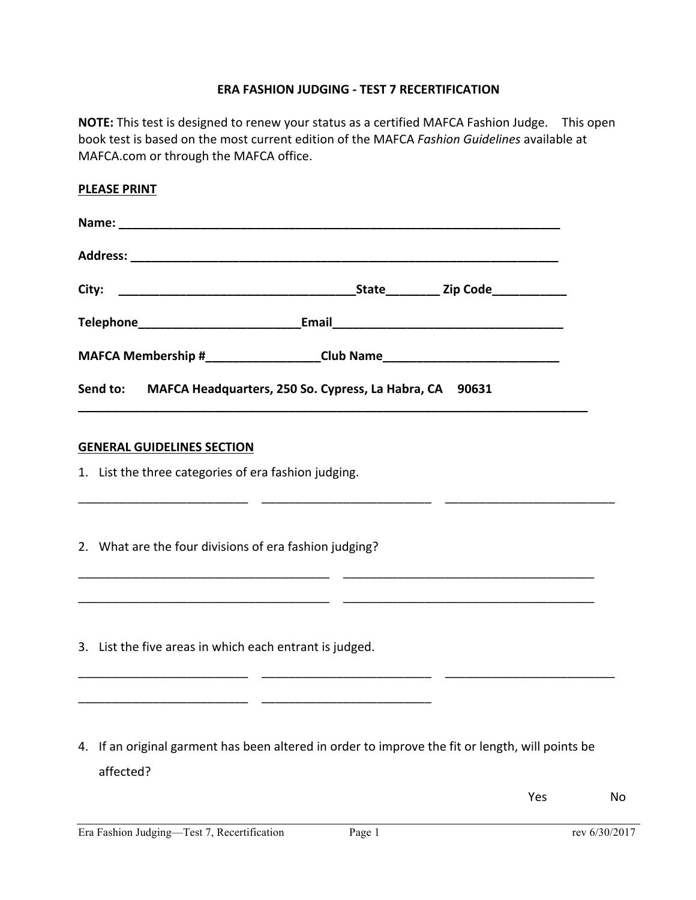# ERA FASHION JUDGING - TEST 7 RECERTIFICATION

**NOTE:** This test is designed to renew your status as a certified MAFCA Fashion Judge. This open book test is based on the most current edition of the MAFCA *Fashion Guidelines* available at MAFCA.com or through the MAFCA office.

**PLEASE PRINT**

**Name:** ____________________________________________________________________

**Address:** __________________________________________________________________

**City:** ____________________________________**State**________ **Zip Code**___________

**Telephone**________________________**Email**___________________________________

**MAFCA Membership #**________________**Club Name**_________________________

**Send to:** MAFCA Headquarters, 250 So. Cypress, La Habra, CA 90631

---

**GENERAL GUIDELINES SECTION**

1. List the three categories of era fashion judging.

_________________________ _________________________ _________________________

2. What are the four divisions of era fashion judging?

_____________________________________ _____________________________________

_____________________________________ _____________________________________

3. List the five areas in which each entrant is judged.

_________________________ _________________________ _________________________

_________________________ _________________________

4. If an original garment has been altered in order to improve the fit or length, will points be affected?

Yes No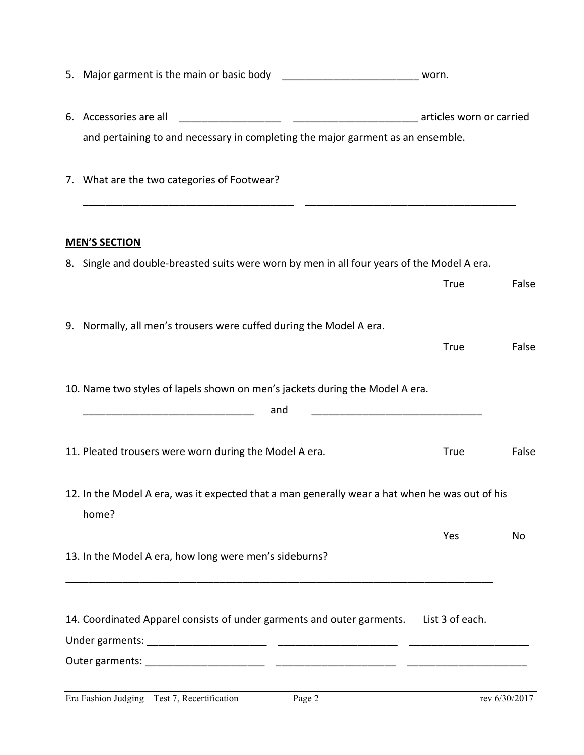5. Major garment is the main or basic body ________________________ worn.

6. Accessories are all _________________ ____________________ articles worn or carried and pertaining to and necessary in completing the major garment as an ensemble.

7. What are the two categories of Footwear?

   _________________________________ _________________________________

**MEN'S SECTION**

8. Single and double-breasted suits were worn by men in all four years of the Model A era.

   True False

9. Normally, all men's trousers were cuffed during the Model A era.

   True False

10. Name two styles of lapels shown on men's jackets during the Model A era.

    ___________________________ and ___________________________

11. Pleated trousers were worn during the Model A era. True False

12. In the Model A era, was it expected that a man generally wear a hat when he was out of his home?

    Yes No

13. In the Model A era, how long were men's sideburns?

    ______________________________________________________________________

14. Coordinated Apparel consists of under garments and outer garments. List 3 of each.

Under garments: ____________________ ____________________ ____________________

Outer garments: ____________________ ____________________ ____________________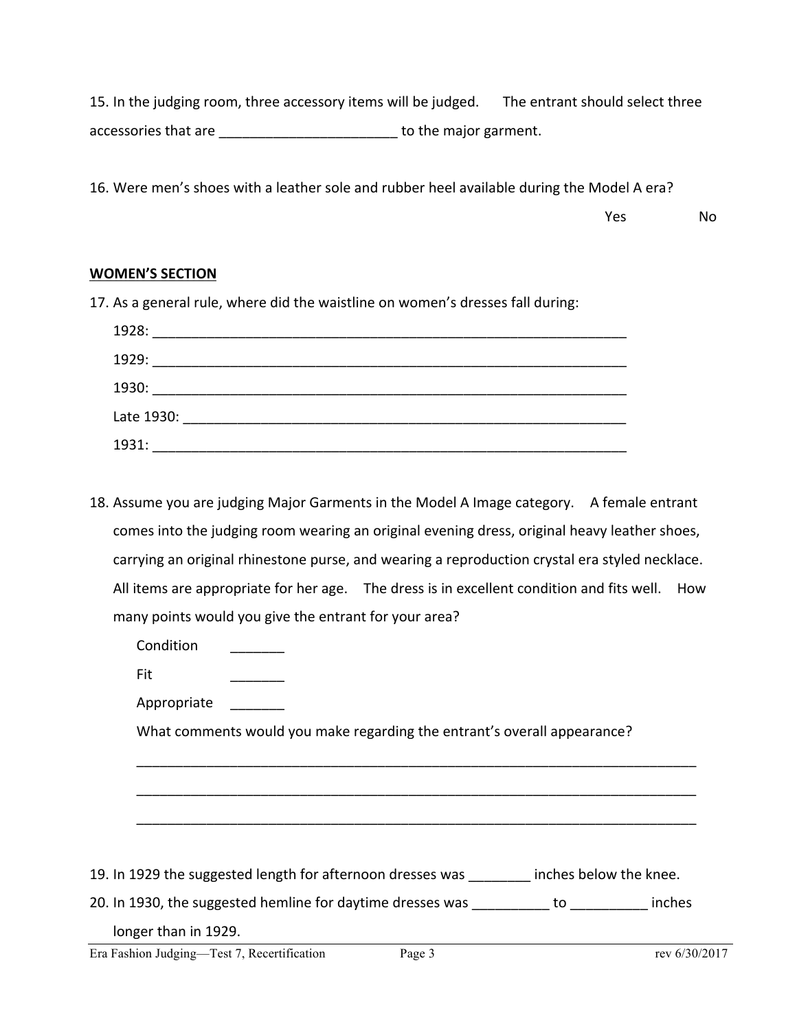15. In the judging room, three accessory items will be judged. The entrant should select three accessories that are _______________________ to the major garment.

16. Were men's shoes with a leather sole and rubber heel available during the Model A era?

Yes No

**WOMEN'S SECTION**

17. As a general rule, where did the waistline on women's dresses fall during:

 1928: _______________________________________________________________

 1929: _______________________________________________________________

 1930: _______________________________________________________________

 Late 1930: ___________________________________________________________

 1931: _______________________________________________________________

18. Assume you are judging Major Garments in the Model A Image category. A female entrant comes into the judging room wearing an original evening dress, original heavy leather shoes, carrying an original rhinestone purse, and wearing a reproduction crystal era styled necklace. All items are appropriate for her age. The dress is in excellent condition and fits well. How many points would you give the entrant for your area?

 Condition _______

 Fit _______

 Appropriate _______

 What comments would you make regarding the entrant's overall appearance?

 ___________________________________________________________________________

 ___________________________________________________________________________

 ___________________________________________________________________________

19. In 1929 the suggested length for afternoon dresses was ________ inches below the knee.

20. In 1930, the suggested hemline for daytime dresses was __________ to __________ inches longer than in 1929.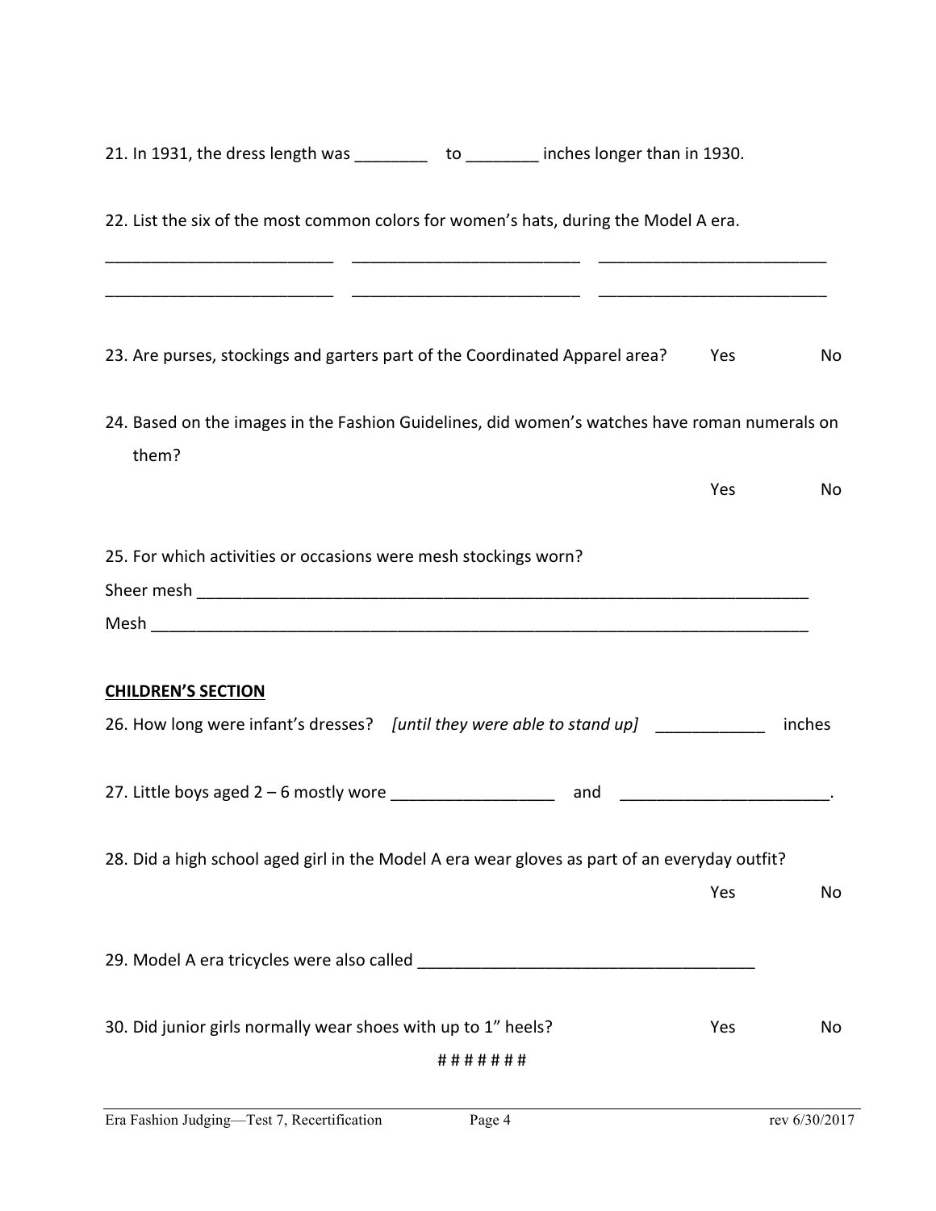21. In 1931, the dress length was ________ to ________ inches longer than in 1930.

22. List the six of the most common colors for women's hats, during the Model A era.

_________________________ _________________________ _________________________

_________________________ _________________________ _________________________

23. Are purses, stockings and garters part of the Coordinated Apparel area? Yes No

24. Based on the images in the Fashion Guidelines, did women's watches have roman numerals on them?

Yes No

25. For which activities or occasions were mesh stockings worn?

Sheer mesh ______________________________________________________________________

Mesh __________________________________________________________________________

**<u>CHILDREN'S SECTION</u>**

26. How long were infant's dresses? *[until they were able to stand up]* ____________ inches

27. Little boys aged 2 – 6 mostly wore __________________ and _______________________.

28. Did a high school aged girl in the Model A era wear gloves as part of an everyday outfit?

Yes No

29. Model A era tricycles were also called ______________________________________

30. Did junior girls normally wear shoes with up to 1" heels? Yes No

# # # # # # #